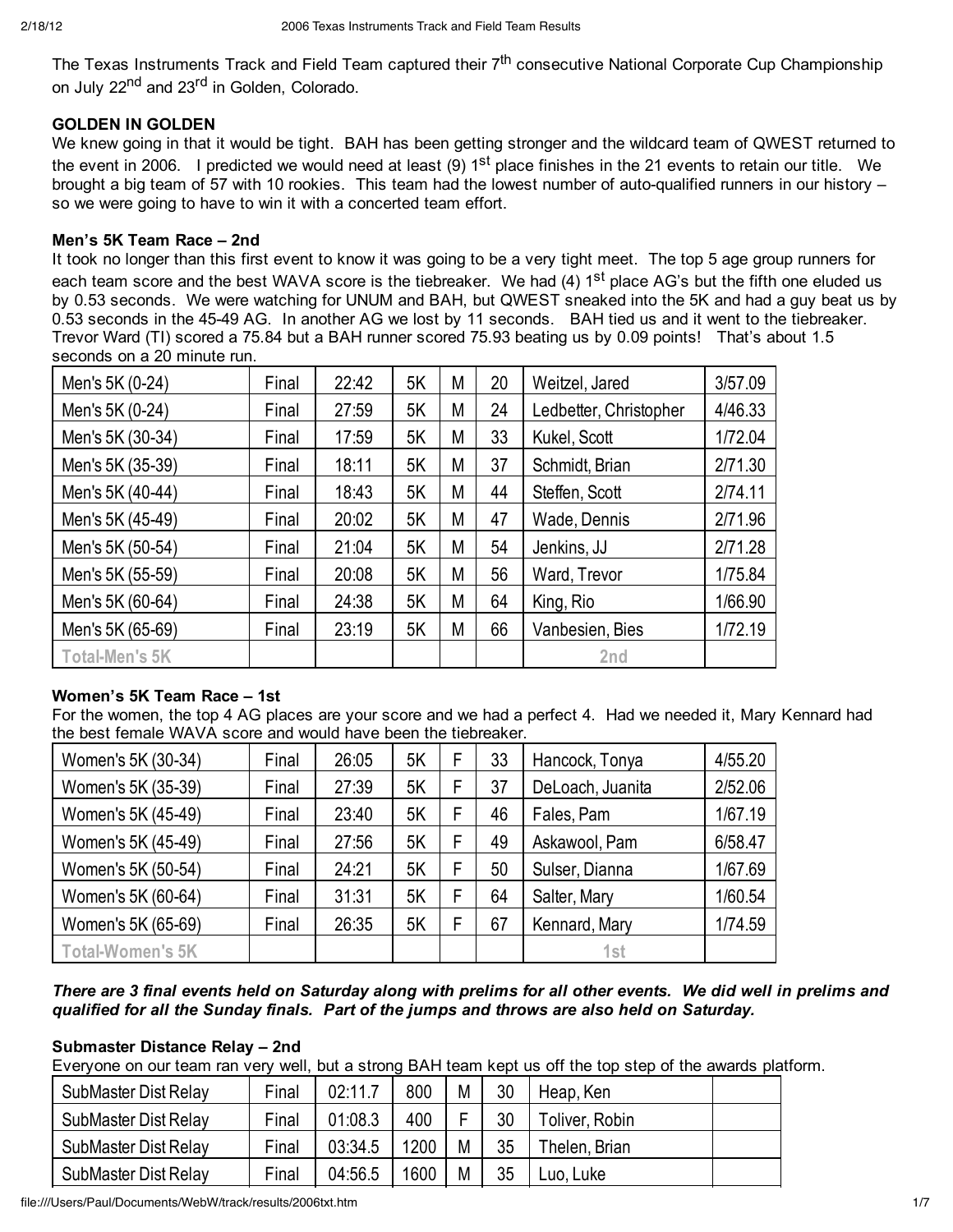The Texas Instruments Track and Field Team captured their 7th consecutive National Corporate Cup Championship on July 22nd and 23rd in Golden, Colorado.

**GOLDEN IN GOLDEN**

We knew going in that it would be tight. BAH has been getting stronger and the wildcard team of QWEST returned to the event in 2006. I predicted we would need at least (9) 1st place finishes in the 21 events to retain our title. We brought a big team of 57 with 10 rookies. This team had the lowest number of auto-qualified runners in our history – so we were going to have to win it with a concerted team effort.

**Men's 5K Team Race – 2nd**

It took no longer than this first event to know it was going to be a very tight meet. The top 5 age group runners for each team score and the best WAVA score is the tiebreaker. We had (4) 1st place AG's but the fifth one eluded us by 0.53 seconds. We were watching for UNUM and BAH, but QWEST sneaked into the 5K and had a guy beat us by 0.53 seconds in the 45-49 AG. In another AG we lost by 11 seconds. BAH tied us and it went to the tiebreaker. Trevor Ward (TI) scored a 75.84 but a BAH runner scored 75.93 beating us by 0.09 points! That's about 1.5 seconds on a 20 minute run.

| | | | | | | | |
|---|---|---|---|---|---|---|---|
| Men's 5K (0-24) | Final | 22:42 | 5K | M | 20 | Weitzel, Jared | 3/57.09 |
| Men's 5K (0-24) | Final | 27:59 | 5K | M | 24 | Ledbetter, Christopher | 4/46.33 |
| Men's 5K (30-34) | Final | 17:59 | 5K | M | 33 | Kukel, Scott | 1/72.04 |
| Men's 5K (35-39) | Final | 18:11 | 5K | M | 37 | Schmidt, Brian | 2/71.30 |
| Men's 5K (40-44) | Final | 18:43 | 5K | M | 44 | Steffen, Scott | 2/74.11 |
| Men's 5K (45-49) | Final | 20:02 | 5K | M | 47 | Wade, Dennis | 2/71.96 |
| Men's 5K (50-54) | Final | 21:04 | 5K | M | 54 | Jenkins, JJ | 2/71.28 |
| Men's 5K (55-59) | Final | 20:08 | 5K | M | 56 | Ward, Trevor | 1/75.84 |
| Men's 5K (60-64) | Final | 24:38 | 5K | M | 64 | King, Rio | 1/66.90 |
| Men's 5K (65-69) | Final | 23:19 | 5K | M | 66 | Vanbesien, Bies | 1/72.19 |
| Total-Men's 5K | | | | | | 2nd | |

**Women's 5K Team Race – 1st**

For the women, the top 4 AG places are your score and we had a perfect 4. Had we needed it, Mary Kennard had the best female WAVA score and would have been the tiebreaker.

| | | | | | | | |
|---|---|---|---|---|---|---|---|
| Women's 5K (30-34) | Final | 26:05 | 5K | F | 33 | Hancock, Tonya | 4/55.20 |
| Women's 5K (35-39) | Final | 27:39 | 5K | F | 37 | DeLoach, Juanita | 2/52.06 |
| Women's 5K (45-49) | Final | 23:40 | 5K | F | 46 | Fales, Pam | 1/67.19 |
| Women's 5K (45-49) | Final | 27:56 | 5K | F | 49 | Askawool, Pam | 6/58.47 |
| Women's 5K (50-54) | Final | 24:21 | 5K | F | 50 | Sulser, Dianna | 1/67.69 |
| Women's 5K (60-64) | Final | 31:31 | 5K | F | 64 | Salter, Mary | 1/60.54 |
| Women's 5K (65-69) | Final | 26:35 | 5K | F | 67 | Kennard, Mary | 1/74.59 |
| Total-Women's 5K | | | | | | 1st | |

***There are 3 final events held on Saturday along with prelims for all other events. We did well in prelims and qualified for all the Sunday finals. Part of the jumps and throws are also held on Saturday.***

**Submaster Distance Relay – 2nd**

Everyone on our team ran very well, but a strong BAH team kept us off the top step of the awards platform.

| | | | | | | | |
|---|---|---|---|---|---|---|---|
| SubMaster Dist Relay | Final | 02:11.7 | 800 | M | 30 | Heap, Ken | |
| SubMaster Dist Relay | Final | 01:08.3 | 400 | F | 30 | Toliver, Robin | |
| SubMaster Dist Relay | Final | 03:34.5 | 1200 | M | 35 | Thelen, Brian | |
| SubMaster Dist Relay | Final | 04:56.5 | 1600 | M | 35 | Luo, Luke | |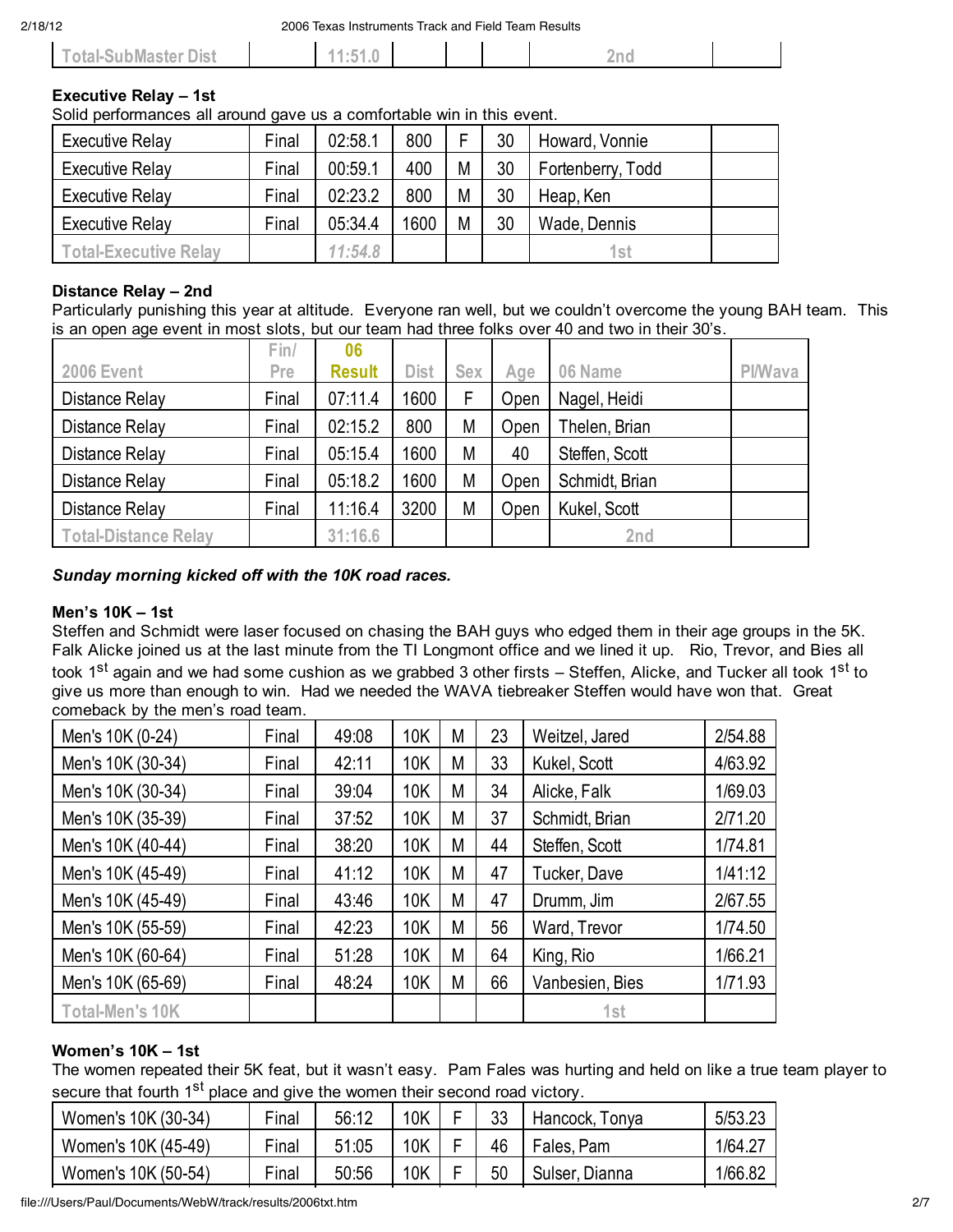| Total-SubMaster Dist | | 11:51.0 | | | | 2nd | |
|---|---|---|---|---|---|---|---|

**Executive Relay – 1st**

Solid performances all around gave us a comfortable win in this event.

| | | | | | | | |
|---|---|---|---|---|---|---|---|
| Executive Relay | Final | 02:58.1 | 800 | F | 30 | Howard, Vonnie | |
| Executive Relay | Final | 00:59.1 | 400 | M | 30 | Fortenberry, Todd | |
| Executive Relay | Final | 02:23.2 | 800 | M | 30 | Heap, Ken | |
| Executive Relay | Final | 05:34.4 | 1600 | M | 30 | Wade, Dennis | |
| Total-Executive Relay | | *11:54.8* | | | | 1st | |

**Distance Relay – 2nd**

Particularly punishing this year at altitude. Everyone ran well, but we couldn't overcome the young BAH team. This is an open age event in most slots, but our team had three folks over 40 and two in their 30's.

| 2006 Event | Fin/ Pre | 06 Result | Dist | Sex | Age | 06 Name | Pl/Wava |
|---|---|---|---|---|---|---|---|
| Distance Relay | Final | 07:11.4 | 1600 | F | Open | Nagel, Heidi | |
| Distance Relay | Final | 02:15.2 | 800 | M | Open | Thelen, Brian | |
| Distance Relay | Final | 05:15.4 | 1600 | M | 40 | Steffen, Scott | |
| Distance Relay | Final | 05:18.2 | 1600 | M | Open | Schmidt, Brian | |
| Distance Relay | Final | 11:16.4 | 3200 | M | Open | Kukel, Scott | |
| Total-Distance Relay | | 31:16.6 | | | | 2nd | |

***Sunday morning kicked off with the 10K road races.***

**Men's 10K – 1st**

Steffen and Schmidt were laser focused on chasing the BAH guys who edged them in their age groups in the 5K. Falk Alicke joined us at the last minute from the TI Longmont office and we lined it up. Rio, Trevor, and Bies all took 1st again and we had some cushion as we grabbed 3 other firsts – Steffen, Alicke, and Tucker all took 1st to give us more than enough to win. Had we needed the WAVA tiebreaker Steffen would have won that. Great comeback by the men's road team.

| | | | | | | | |
|---|---|---|---|---|---|---|---|
| Men's 10K (0-24) | Final | 49:08 | 10K | M | 23 | Weitzel, Jared | 2/54.88 |
| Men's 10K (30-34) | Final | 42:11 | 10K | M | 33 | Kukel, Scott | 4/63.92 |
| Men's 10K (30-34) | Final | 39:04 | 10K | M | 34 | Alicke, Falk | 1/69.03 |
| Men's 10K (35-39) | Final | 37:52 | 10K | M | 37 | Schmidt, Brian | 2/71.20 |
| Men's 10K (40-44) | Final | 38:20 | 10K | M | 44 | Steffen, Scott | 1/74.81 |
| Men's 10K (45-49) | Final | 41:12 | 10K | M | 47 | Tucker, Dave | 1/41:12 |
| Men's 10K (45-49) | Final | 43:46 | 10K | M | 47 | Drumm, Jim | 2/67.55 |
| Men's 10K (55-59) | Final | 42:23 | 10K | M | 56 | Ward, Trevor | 1/74.50 |
| Men's 10K (60-64) | Final | 51:28 | 10K | M | 64 | King, Rio | 1/66.21 |
| Men's 10K (65-69) | Final | 48:24 | 10K | M | 66 | Vanbesien, Bies | 1/71.93 |
| Total-Men's 10K | | | | | | 1st | |

**Women's 10K – 1st**

The women repeated their 5K feat, but it wasn't easy. Pam Fales was hurting and held on like a true team player to secure that fourth 1st place and give the women their second road victory.

| | | | | | | | |
|---|---|---|---|---|---|---|---|
| Women's 10K (30-34) | Final | 56:12 | 10K | F | 33 | Hancock, Tonya | 5/53.23 |
| Women's 10K (45-49) | Final | 51:05 | 10K | F | 46 | Fales, Pam | 1/64.27 |
| Women's 10K (50-54) | Final | 50:56 | 10K | F | 50 | Sulser, Dianna | 1/66.82 |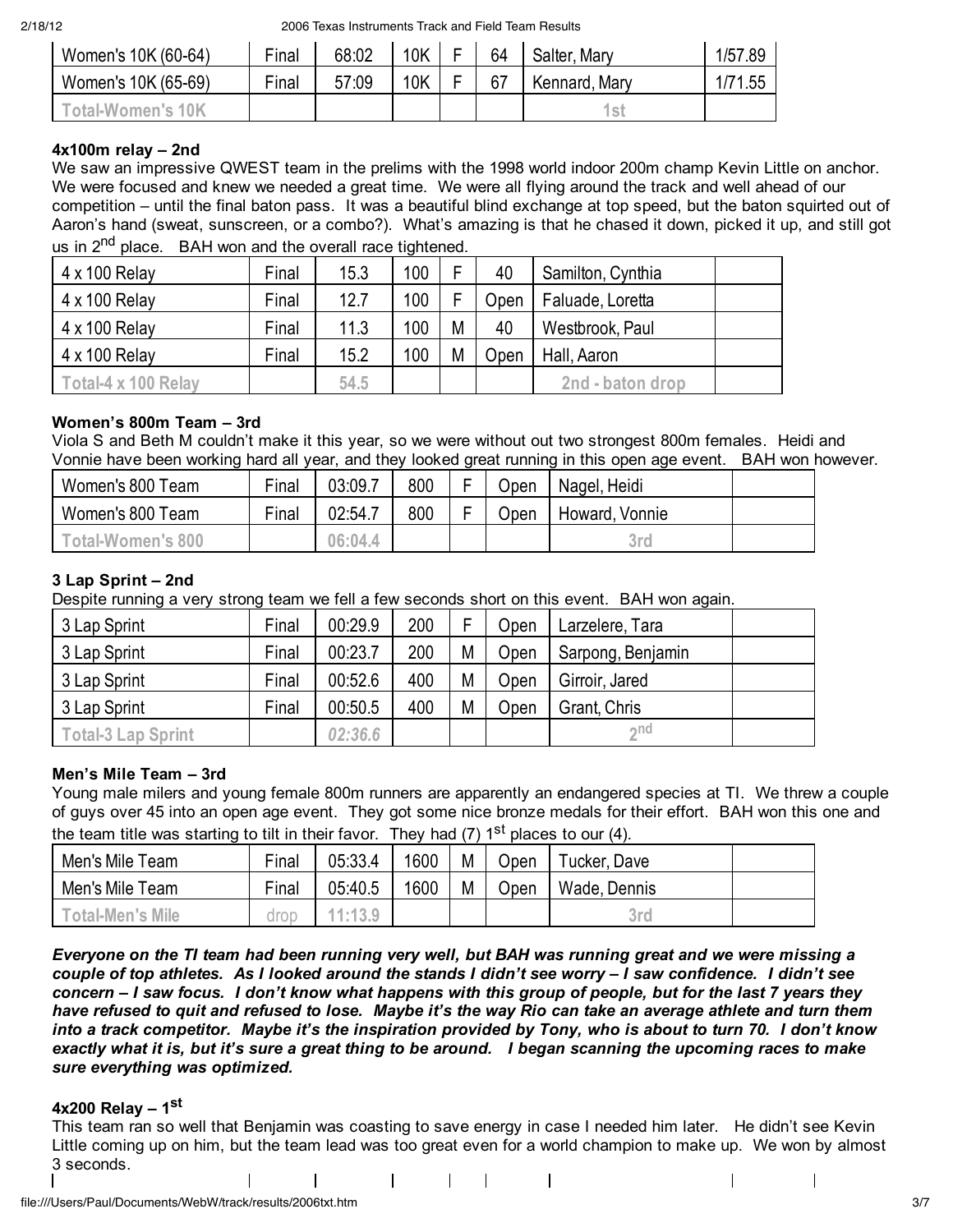| Women's 10K (60-64) | Final | 68:02 | 10K | F | 64 | Salter, Mary | 1/57.89 |
|---|---|---|---|---|---|---|---|
| Women's 10K (65-69) | Final | 57:09 | 10K | F | 67 | Kennard, Mary | 1/71.55 |
| Total-Women's 10K | | | | | | 1st | |

**4x100m relay – 2nd**

We saw an impressive QWEST team in the prelims with the 1998 world indoor 200m champ Kevin Little on anchor. We were focused and knew we needed a great time. We were all flying around the track and well ahead of our competition – until the final baton pass. It was a beautiful blind exchange at top speed, but the baton squirted out of Aaron's hand (sweat, sunscreen, or a combo?). What's amazing is that he chased it down, picked it up, and still got us in 2nd place. BAH won and the overall race tightened.

| 4 x 100 Relay | Final | 15.3 | 100 | F | 40 | Samilton, Cynthia | |
|---|---|---|---|---|---|---|---|
| 4 x 100 Relay | Final | 12.7 | 100 | F | Open | Faluade, Loretta | |
| 4 x 100 Relay | Final | 11.3 | 100 | M | 40 | Westbrook, Paul | |
| 4 x 100 Relay | Final | 15.2 | 100 | M | Open | Hall, Aaron | |
| Total-4 x 100 Relay | | 54.5 | | | | 2nd - baton drop | |

**Women's 800m Team – 3rd**

Viola S and Beth M couldn't make it this year, so we were without out two strongest 800m females. Heidi and Vonnie have been working hard all year, and they looked great running in this open age event. BAH won however.

| Women's 800 Team | Final | 03:09.7 | 800 | F | Open | Nagel, Heidi | |
|---|---|---|---|---|---|---|---|
| Women's 800 Team | Final | 02:54.7 | 800 | F | Open | Howard, Vonnie | |
| Total-Women's 800 | | 06:04.4 | | | | 3rd | |

**3 Lap Sprint – 2nd**

Despite running a very strong team we fell a few seconds short on this event. BAH won again.

| 3 Lap Sprint | Final | 00:29.9 | 200 | F | Open | Larzelere, Tara | |
|---|---|---|---|---|---|---|---|
| 3 Lap Sprint | Final | 00:23.7 | 200 | M | Open | Sarpong, Benjamin | |
| 3 Lap Sprint | Final | 00:52.6 | 400 | M | Open | Girroir, Jared | |
| 3 Lap Sprint | Final | 00:50.5 | 400 | M | Open | Grant, Chris | |
| Total-3 Lap Sprint | | *02:36.6* | | | | 2nd | |

**Men's Mile Team – 3rd**

Young male milers and young female 800m runners are apparently an endangered species at TI. We threw a couple of guys over 45 into an open age event. They got some nice bronze medals for their effort. BAH won this one and the team title was starting to tilt in their favor. They had (7) 1st places to our (4).

| Men's Mile Team | Final | 05:33.4 | 1600 | M | Open | Tucker, Dave | |
|---|---|---|---|---|---|---|---|
| Men's Mile Team | Final | 05:40.5 | 1600 | M | Open | Wade, Dennis | |
| Total-Men's Mile | drop | 11:13.9 | | | | 3rd | |

***Everyone on the TI team had been running very well, but BAH was running great and we were missing a couple of top athletes. As I looked around the stands I didn't see worry – I saw confidence. I didn't see concern – I saw focus. I don't know what happens with this group of people, but for the last 7 years they have refused to quit and refused to lose. Maybe it's the way Rio can take an average athlete and turn them into a track competitor. Maybe it's the inspiration provided by Tony, who is about to turn 70. I don't know exactly what it is, but it's sure a great thing to be around. I began scanning the upcoming races to make sure everything was optimized.***

**4x200 Relay – 1st**

This team ran so well that Benjamin was coasting to save energy in case I needed him later. He didn't see Kevin Little coming up on him, but the team lead was too great even for a world champion to make up. We won by almost 3 seconds.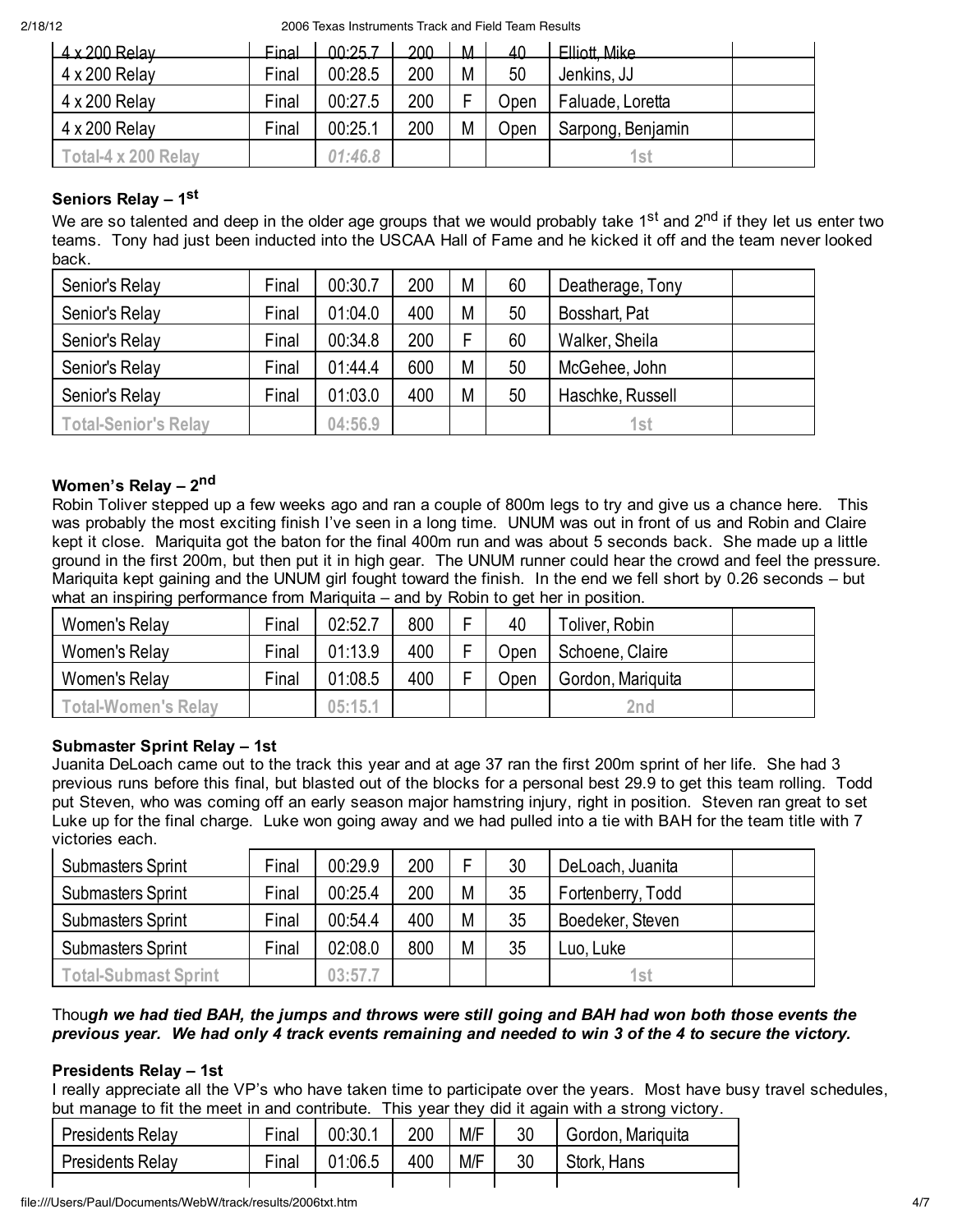| 4 x 200 Relay | Final | 00:25.7 | 200 | M | 40 | Elliott, Mike | |
|---|---|---|---|---|---|---|---|
| 4 x 200 Relay | Final | 00:28.5 | 200 | M | 50 | Jenkins, JJ | |
| 4 x 200 Relay | Final | 00:27.5 | 200 | F | Open | Faluade, Loretta | |
| 4 x 200 Relay | Final | 00:25.1 | 200 | M | Open | Sarpong, Benjamin | |
| Total-4 x 200 Relay | | 01:46.8 | | | | 1st | |

### Seniors Relay – 1st

We are so talented and deep in the older age groups that we would probably take 1st and 2nd if they let us enter two teams. Tony had just been inducted into the USCAA Hall of Fame and he kicked it off and the team never looked back.

| Senior's Relay | Final | 00:30.7 | 200 | M | 60 | Deatherage, Tony | |
|---|---|---|---|---|---|---|---|
| Senior's Relay | Final | 01:04.0 | 400 | M | 50 | Bosshart, Pat | |
| Senior's Relay | Final | 00:34.8 | 200 | F | 60 | Walker, Sheila | |
| Senior's Relay | Final | 01:44.4 | 600 | M | 50 | McGehee, John | |
| Senior's Relay | Final | 01:03.0 | 400 | M | 50 | Haschke, Russell | |
| Total-Senior's Relay | | 04:56.9 | | | | 1st | |

### Women's Relay – 2nd

Robin Toliver stepped up a few weeks ago and ran a couple of 800m legs to try and give us a chance here. This was probably the most exciting finish I've seen in a long time. UNUM was out in front of us and Robin and Claire kept it close. Mariquita got the baton for the final 400m run and was about 5 seconds back. She made up a little ground in the first 200m, but then put it in high gear. The UNUM runner could hear the crowd and feel the pressure. Mariquita kept gaining and the UNUM girl fought toward the finish. In the end we fell short by 0.26 seconds – but what an inspiring performance from Mariquita – and by Robin to get her in position.

| Women's Relay | Final | 02:52.7 | 800 | F | 40 | Toliver, Robin | |
|---|---|---|---|---|---|---|---|
| Women's Relay | Final | 01:13.9 | 400 | F | Open | Schoene, Claire | |
| Women's Relay | Final | 01:08.5 | 400 | F | Open | Gordon, Mariquita | |
| Total-Women's Relay | | 05:15.1 | | | | 2nd | |

### Submaster Sprint Relay – 1st

Juanita DeLoach came out to the track this year and at age 37 ran the first 200m sprint of her life. She had 3 previous runs before this final, but blasted out of the blocks for a personal best 29.9 to get this team rolling. Todd put Steven, who was coming off an early season major hamstring injury, right in position. Steven ran great to set Luke up for the final charge. Luke won going away and we had pulled into a tie with BAH for the team title with 7 victories each.

| Submasters Sprint | Final | 00:29.9 | 200 | F | 30 | DeLoach, Juanita | |
|---|---|---|---|---|---|---|---|
| Submasters Sprint | Final | 00:25.4 | 200 | M | 35 | Fortenberry, Todd | |
| Submasters Sprint | Final | 00:54.4 | 400 | M | 35 | Boedeker, Steven | |
| Submasters Sprint | Final | 02:08.0 | 800 | M | 35 | Luo, Luke | |
| Total-Submast Sprint | | 03:57.7 | | | | 1st | |

Thou*gh we had tied BAH, the jumps and throws were still going and BAH had won both those events the previous year. We had only 4 track events remaining and needed to win 3 of the 4 to secure the victory.*

### Presidents Relay – 1st

I really appreciate all the VP's who have taken time to participate over the years. Most have busy travel schedules, but manage to fit the meet in and contribute. This year they did it again with a strong victory.

| Presidents Relay | Final | 00:30.1 | 200 | M/F | 30 | Gordon, Mariquita |
|---|---|---|---|---|---|---|
| Presidents Relay | Final | 01:06.5 | 400 | M/F | 30 | Stork, Hans |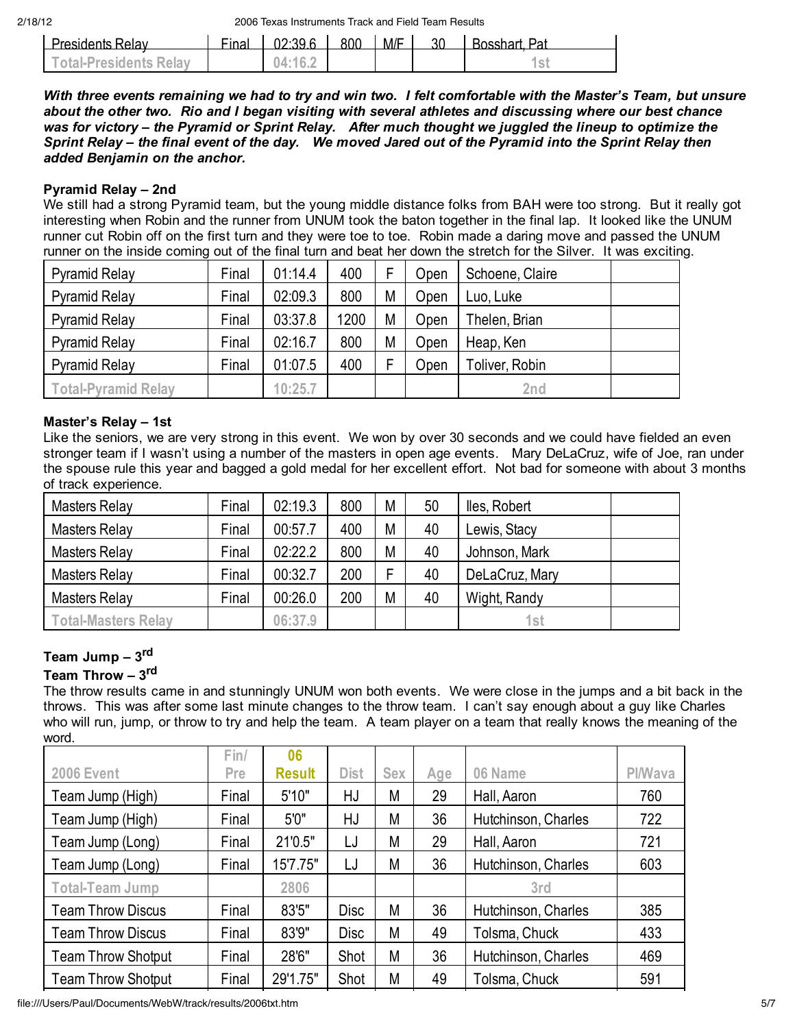| Presidents Relay | Final | 02:39.6 | 800 | M/F | 30 | Bosshart, Pat |
|---|---|---|---|---|---|---|
| Total-Presidents Relay | | 04:16.2 | | | | 1st |

***With three events remaining we had to try and win two. I felt comfortable with the Master's Team, but unsure about the other two. Rio and I began visiting with several athletes and discussing where our best chance was for victory – the Pyramid or Sprint Relay. After much thought we juggled the lineup to optimize the Sprint Relay – the final event of the day. We moved Jared out of the Pyramid into the Sprint Relay then added Benjamin on the anchor.***

**Pyramid Relay – 2nd**

We still had a strong Pyramid team, but the young middle distance folks from BAH were too strong. But it really got interesting when Robin and the runner from UNUM took the baton together in the final lap. It looked like the UNUM runner cut Robin off on the first turn and they were toe to toe. Robin made a daring move and passed the UNUM runner on the inside coming out of the final turn and beat her down the stretch for the Silver. It was exciting.

| Pyramid Relay | Final | 01:14.4 | 400 | F | Open | Schoene, Claire | |
|---|---|---|---|---|---|---|---|
| Pyramid Relay | Final | 02:09.3 | 800 | M | Open | Luo, Luke | |
| Pyramid Relay | Final | 03:37.8 | 1200 | M | Open | Thelen, Brian | |
| Pyramid Relay | Final | 02:16.7 | 800 | M | Open | Heap, Ken | |
| Pyramid Relay | Final | 01:07.5 | 400 | F | Open | Toliver, Robin | |
| Total-Pyramid Relay | | 10:25.7 | | | | 2nd | |

**Master's Relay – 1st**

Like the seniors, we are very strong in this event. We won by over 30 seconds and we could have fielded an even stronger team if I wasn't using a number of the masters in open age events. Mary DeLaCruz, wife of Joe, ran under the spouse rule this year and bagged a gold medal for her excellent effort. Not bad for someone with about 3 months of track experience.

| Masters Relay | Final | 02:19.3 | 800 | M | 50 | Iles, Robert | |
|---|---|---|---|---|---|---|---|
| Masters Relay | Final | 00:57.7 | 400 | M | 40 | Lewis, Stacy | |
| Masters Relay | Final | 02:22.2 | 800 | M | 40 | Johnson, Mark | |
| Masters Relay | Final | 00:32.7 | 200 | F | 40 | DeLaCruz, Mary | |
| Masters Relay | Final | 00:26.0 | 200 | M | 40 | Wight, Randy | |
| Total-Masters Relay | | 06:37.9 | | | | 1st | |

**Team Jump – 3rd**

**Team Throw – 3rd**

The throw results came in and stunningly UNUM won both events. We were close in the jumps and a bit back in the throws. This was after some last minute changes to the throw team. I can't say enough about a guy like Charles who will run, jump, or throw to try and help the team. A team player on a team that really knows the meaning of the word.

| 2006 Event | Fin/ Pre | 06 Result | Dist | Sex | Age | 06 Name | Pl/Wava |
|---|---|---|---|---|---|---|---|
| Team Jump (High) | Final | 5'10" | HJ | M | 29 | Hall, Aaron | 760 |
| Team Jump (High) | Final | 5'0" | HJ | M | 36 | Hutchinson, Charles | 722 |
| Team Jump (Long) | Final | 21'0.5" | LJ | M | 29 | Hall, Aaron | 721 |
| Team Jump (Long) | Final | 15'7.75" | LJ | M | 36 | Hutchinson, Charles | 603 |
| Total-Team Jump | | 2806 | | | | 3rd | |
| Team Throw Discus | Final | 83'5" | Disc | M | 36 | Hutchinson, Charles | 385 |
| Team Throw Discus | Final | 83'9" | Disc | M | 49 | Tolsma, Chuck | 433 |
| Team Throw Shotput | Final | 28'6" | Shot | M | 36 | Hutchinson, Charles | 469 |
| Team Throw Shotput | Final | 29'1.75" | Shot | M | 49 | Tolsma, Chuck | 591 |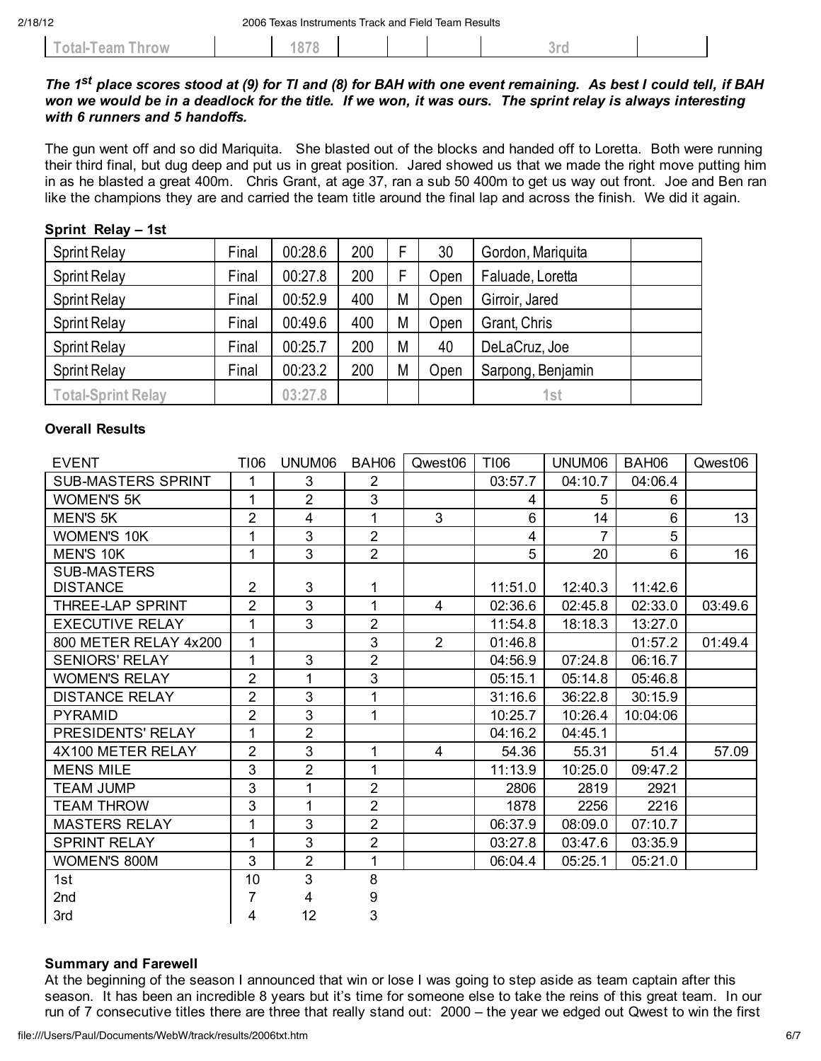| Total-Team Throw | | 1878 | | | | 3rd | |
|---|---|---|---|---|---|---|---|

***The 1st place scores stood at (9) for TI and (8) for BAH with one event remaining. As best I could tell, if BAH won we would be in a deadlock for the title. If we won, it was ours. The sprint relay is always interesting with 6 runners and 5 handoffs.***

The gun went off and so did Mariquita. She blasted out of the blocks and handed off to Loretta. Both were running their third final, but dug deep and put us in great position. Jared showed us that we made the right move putting him in as he blasted a great 400m. Chris Grant, at age 37, ran a sub 50 400m to get us way out front. Joe and Ben ran like the champions they are and carried the team title around the final lap and across the finish. We did it again.

**Sprint Relay – 1st**

| Sprint Relay | Final | 00:28.6 | 200 | F | 30 | Gordon, Mariquita | |
|---|---|---|---|---|---|---|---|
| Sprint Relay | Final | 00:27.8 | 200 | F | Open | Faluade, Loretta | |
| Sprint Relay | Final | 00:52.9 | 400 | M | Open | Girroir, Jared | |
| Sprint Relay | Final | 00:49.6 | 400 | M | Open | Grant, Chris | |
| Sprint Relay | Final | 00:25.7 | 200 | M | 40 | DeLaCruz, Joe | |
| Sprint Relay | Final | 00:23.2 | 200 | M | Open | Sarpong, Benjamin | |
| Total-Sprint Relay | | 03:27.8 | | | | 1st | |

**Overall Results**

| EVENT | TI06 | UNUM06 | BAH06 | Qwest06 | TI06 | UNUM06 | BAH06 | Qwest06 |
|---|---|---|---|---|---|---|---|---|
| SUB-MASTERS SPRINT | 1 | 3 | 2 | | 03:57.7 | 04:10.7 | 04:06.4 | |
| WOMENS 5K | 1 | 2 | 3 | | 4 | 5 | 6 | |
| MEN'S 5K | 2 | 4 | 1 | 3 | 6 | 14 | 6 | 13 |
| WOMEN'S 10K | 1 | 3 | 2 | | 4 | 7 | 5 | |
| MEN'S 10K | 1 | 3 | 2 | | 5 | 20 | 6 | 16 |
| SUB-MASTERS DISTANCE | 2 | 3 | 1 | | 11:51.0 | 12:40.3 | 11:42.6 | |
| THREE-LAP SPRINT | 2 | 3 | 1 | 4 | 02:36.6 | 02:45.8 | 02:33.0 | 03:49.6 |
| EXECUTIVE RELAY | 1 | 3 | 2 | | 11:54.8 | 18:18.3 | 13:27.0 | |
| 800 METER RELAY 4x200 | 1 | | 3 | 2 | 01:46.8 | | 01:57.2 | 01:49.4 |
| SENIORS' RELAY | 1 | 3 | 2 | | 04:56.9 | 07:24.8 | 06:16.7 | |
| WOMENS RELAY | 2 | 1 | 3 | | 05:15.1 | 05:14.8 | 05:46.8 | |
| DISTANCE RELAY | 2 | 3 | 1 | | 31:16.6 | 36:22.8 | 30:15.9 | |
| PYRAMID | 2 | 3 | 1 | | 10:25.7 | 10:26.4 | 10:04:06 | |
| PRESIDENTS' RELAY | 1 | 2 | | | 04:16.2 | 04:45.1 | | |
| 4X100 METER RELAY | 2 | 3 | 1 | 4 | 54.36 | 55.31 | 51.4 | 57.09 |
| MENS MILE | 3 | 2 | 1 | | 11:13.9 | 10:25.0 | 09:47.2 | |
| TEAM JUMP | 3 | 1 | 2 | | 2806 | 2819 | 2921 | |
| TEAM THROW | 3 | 1 | 2 | | 1878 | 2256 | 2216 | |
| MASTERS RELAY | 1 | 3 | 2 | | 06:37.9 | 08:09.0 | 07:10.7 | |
| SPRINT RELAY | 1 | 3 | 2 | | 03:27.8 | 03:47.6 | 03:35.9 | |
| WOMEN'S 800M | 3 | 2 | 1 | | 06:04.4 | 05:25.1 | 05:21.0 | |
| 1st | 10 | 3 | 8 | | | | | |
| 2nd | 7 | 4 | 9 | | | | | |
| 3rd | 4 | 12 | 3 | | | | | |

**Summary and Farewell**

At the beginning of the season I announced that win or lose I was going to step aside as team captain after this season. It has been an incredible 8 years but it's time for someone else to take the reins of this great team. In our run of 7 consecutive titles there are three that really stand out: 2000 – the year we edged out Qwest to win the first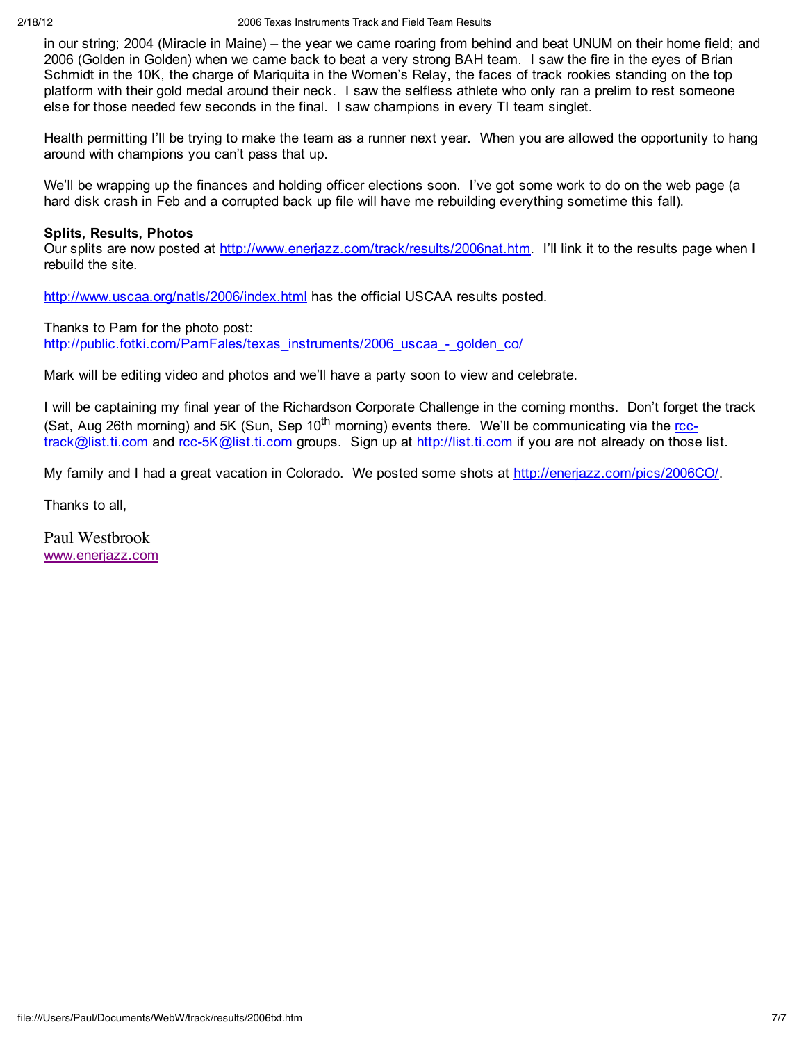in our string; 2004 (Miracle in Maine) – the year we came roaring from behind and beat UNUM on their home field; and 2006 (Golden in Golden) when we came back to beat a very strong BAH team. I saw the fire in the eyes of Brian Schmidt in the 10K, the charge of Mariquita in the Women's Relay, the faces of track rookies standing on the top platform with their gold medal around their neck. I saw the selfless athlete who only ran a prelim to rest someone else for those needed few seconds in the final. I saw champions in every TI team singlet.

Health permitting I'll be trying to make the team as a runner next year. When you are allowed the opportunity to hang around with champions you can't pass that up.

We'll be wrapping up the finances and holding officer elections soon. I've got some work to do on the web page (a hard disk crash in Feb and a corrupted back up file will have me rebuilding everything sometime this fall).

**Splits, Results, Photos**

Our splits are now posted at http://www.enerjazz.com/track/results/2006nat.htm. I'll link it to the results page when I rebuild the site.

http://www.uscaa.org/natls/2006/index.html has the official USCAA results posted.

Thanks to Pam for the photo post:
http://public.fotki.com/PamFales/texas_instruments/2006_uscaa_-_golden_co/

Mark will be editing video and photos and we'll have a party soon to view and celebrate.

I will be captaining my final year of the Richardson Corporate Challenge in the coming months. Don't forget the track (Sat, Aug 26th morning) and 5K (Sun, Sep 10th morning) events there. We'll be communicating via the rcc-track@list.ti.com and rcc-5K@list.ti.com groups. Sign up at http://list.ti.com if you are not already on those list.

My family and I had a great vacation in Colorado. We posted some shots at http://enerjazz.com/pics/2006CO/.

Thanks to all,

Paul Westbrook
www.enerjazz.com